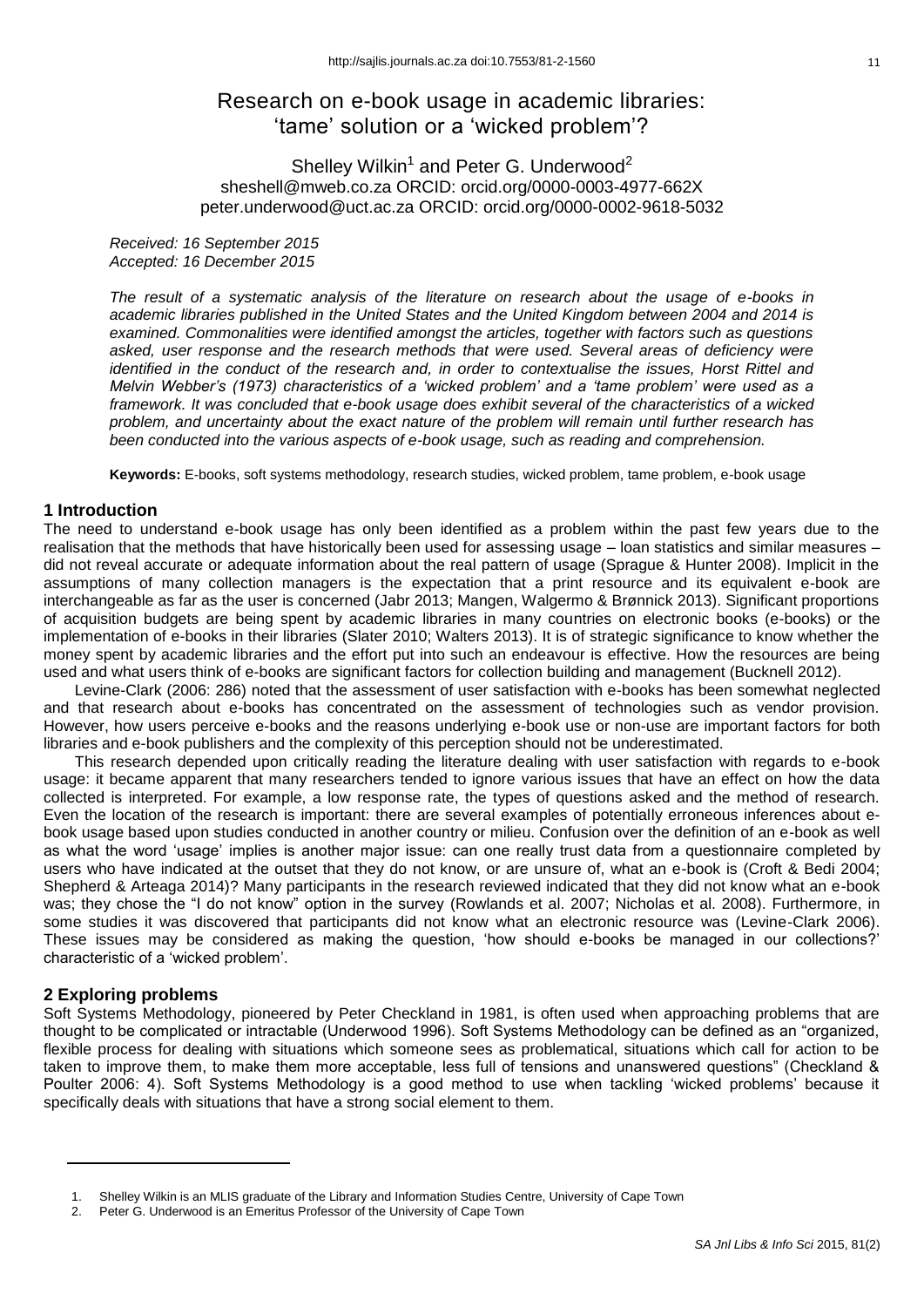# Research on e-book usage in academic libraries: 'tame' solution or a 'wicked problem'?

Shelley Wilkin[1] and Peter G. Underwood[2]
sheshell@mweb.co.za ORCID: orcid.org/0000-0003-4977-662X
peter.underwood@uct.ac.za ORCID: orcid.org/0000-0002-9618-5032

*Received: 16 September 2015*
*Accepted: 16 December 2015*

*The result of a systematic analysis of the literature on research about the usage of e-books in academic libraries published in the United States and the United Kingdom between 2004 and 2014 is examined. Commonalities were identified amongst the articles, together with factors such as questions asked, user response and the research methods that were used. Several areas of deficiency were identified in the conduct of the research and, in order to contextualise the issues, Horst Rittel and Melvin Webber's (1973) characteristics of a 'wicked problem' and a 'tame problem' were used as a framework. It was concluded that e-book usage does exhibit several of the characteristics of a wicked problem, and uncertainty about the exact nature of the problem will remain until further research has been conducted into the various aspects of e-book usage, such as reading and comprehension.*

**Keywords:** E-books, soft systems methodology, research studies, wicked problem, tame problem, e-book usage

## 1 Introduction

The need to understand e-book usage has only been identified as a problem within the past few years due to the realisation that the methods that have historically been used for assessing usage – loan statistics and similar measures – did not reveal accurate or adequate information about the real pattern of usage (Sprague & Hunter 2008). Implicit in the assumptions of many collection managers is the expectation that a print resource and its equivalent e-book are interchangeable as far as the user is concerned (Jabr 2013; Mangen, Walgermo & Brønnick 2013). Significant proportions of acquisition budgets are being spent by academic libraries in many countries on electronic books (e-books) or the implementation of e-books in their libraries (Slater 2010; Walters 2013). It is of strategic significance to know whether the money spent by academic libraries and the effort put into such an endeavour is effective. How the resources are being used and what users think of e-books are significant factors for collection building and management (Bucknell 2012).

Levine-Clark (2006: 286) noted that the assessment of user satisfaction with e-books has been somewhat neglected and that research about e-books has concentrated on the assessment of technologies such as vendor provision. However, how users perceive e-books and the reasons underlying e-book use or non-use are important factors for both libraries and e-book publishers and the complexity of this perception should not be underestimated.

This research depended upon critically reading the literature dealing with user satisfaction with regards to e-book usage: it became apparent that many researchers tended to ignore various issues that have an effect on how the data collected is interpreted. For example, a low response rate, the types of questions asked and the method of research. Even the location of the research is important: there are several examples of potentially erroneous inferences about e-book usage based upon studies conducted in another country or milieu. Confusion over the definition of an e-book as well as what the word 'usage' implies is another major issue: can one really trust data from a questionnaire completed by users who have indicated at the outset that they do not know, or are unsure of, what an e-book is (Croft & Bedi 2004; Shepherd & Arteaga 2014)? Many participants in the research reviewed indicated that they did not know what an e-book was; they chose the "I do not know" option in the survey (Rowlands et al. 2007; Nicholas et al. 2008). Furthermore, in some studies it was discovered that participants did not know what an electronic resource was (Levine-Clark 2006). These issues may be considered as making the question, 'how should e-books be managed in our collections?' characteristic of a 'wicked problem'.

## 2 Exploring problems

Soft Systems Methodology, pioneered by Peter Checkland in 1981, is often used when approaching problems that are thought to be complicated or intractable (Underwood 1996). Soft Systems Methodology can be defined as an "organized, flexible process for dealing with situations which someone sees as problematical, situations which call for action to be taken to improve them, to make them more acceptable, less full of tensions and unanswered questions" (Checkland & Poulter 2006: 4). Soft Systems Methodology is a good method to use when tackling 'wicked problems' because it specifically deals with situations that have a strong social element to them.

---

1. Shelley Wilkin is an MLIS graduate of the Library and Information Studies Centre, University of Cape Town
2. Peter G. Underwood is an Emeritus Professor of the University of Cape Town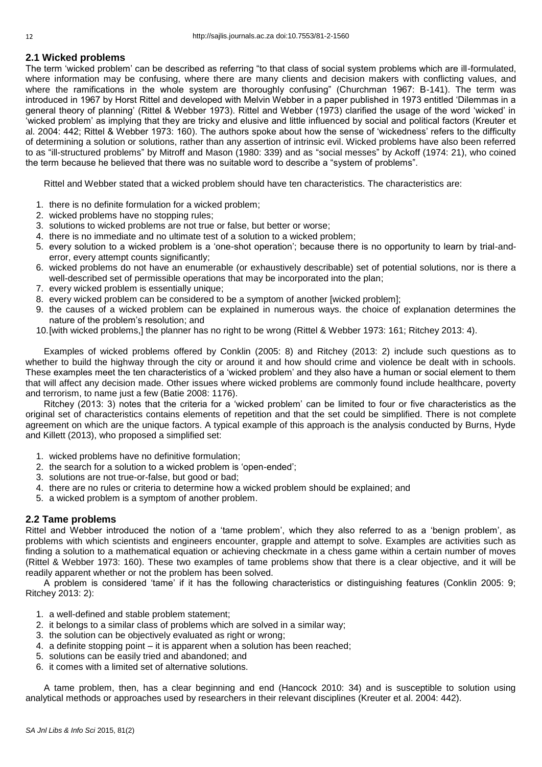## 2.1 Wicked problems

The term 'wicked problem' can be described as referring "to that class of social system problems which are ill-formulated, where information may be confusing, where there are many clients and decision makers with conflicting values, and where the ramifications in the whole system are thoroughly confusing" (Churchman 1967: B-141). The term was introduced in 1967 by Horst Rittel and developed with Melvin Webber in a paper published in 1973 entitled 'Dilemmas in a general theory of planning' (Rittel & Webber 1973). Rittel and Webber (1973) clarified the usage of the word 'wicked' in 'wicked problem' as implying that they are tricky and elusive and little influenced by social and political factors (Kreuter et al. 2004: 442; Rittel & Webber 1973: 160). The authors spoke about how the sense of 'wickedness' refers to the difficulty of determining a solution or solutions, rather than any assertion of intrinsic evil. Wicked problems have also been referred to as "ill-structured problems" by Mitroff and Mason (1980: 339) and as "social messes" by Ackoff (1974: 21), who coined the term because he believed that there was no suitable word to describe a "system of problems".

Rittel and Webber stated that a wicked problem should have ten characteristics. The characteristics are:

1. there is no definite formulation for a wicked problem;
2. wicked problems have no stopping rules;
3. solutions to wicked problems are not true or false, but better or worse;
4. there is no immediate and no ultimate test of a solution to a wicked problem;
5. every solution to a wicked problem is a 'one-shot operation'; because there is no opportunity to learn by trial-and-error, every attempt counts significantly;
6. wicked problems do not have an enumerable (or exhaustively describable) set of potential solutions, nor is there a well-described set of permissible operations that may be incorporated into the plan;
7. every wicked problem is essentially unique;
8. every wicked problem can be considered to be a symptom of another [wicked problem];
9. the causes of a wicked problem can be explained in numerous ways. the choice of explanation determines the nature of the problem's resolution; and
10. [with wicked problems,] the planner has no right to be wrong (Rittel & Webber 1973: 161; Ritchey 2013: 4).

Examples of wicked problems offered by Conklin (2005: 8) and Ritchey (2013: 2) include such questions as to whether to build the highway through the city or around it and how should crime and violence be dealt with in schools. These examples meet the ten characteristics of a 'wicked problem' and they also have a human or social element to them that will affect any decision made. Other issues where wicked problems are commonly found include healthcare, poverty and terrorism, to name just a few (Batie 2008: 1176).

Ritchey (2013: 3) notes that the criteria for a 'wicked problem' can be limited to four or five characteristics as the original set of characteristics contains elements of repetition and that the set could be simplified. There is not complete agreement on which are the unique factors. A typical example of this approach is the analysis conducted by Burns, Hyde and Killett (2013), who proposed a simplified set:

1. wicked problems have no definitive formulation;
2. the search for a solution to a wicked problem is 'open-ended';
3. solutions are not true-or-false, but good or bad;
4. there are no rules or criteria to determine how a wicked problem should be explained; and
5. a wicked problem is a symptom of another problem.

## 2.2 Tame problems

Rittel and Webber introduced the notion of a 'tame problem', which they also referred to as a 'benign problem', as problems with which scientists and engineers encounter, grapple and attempt to solve. Examples are activities such as finding a solution to a mathematical equation or achieving checkmate in a chess game within a certain number of moves (Rittel & Webber 1973: 160). These two examples of tame problems show that there is a clear objective, and it will be readily apparent whether or not the problem has been solved.

A problem is considered 'tame' if it has the following characteristics or distinguishing features (Conklin 2005: 9; Ritchey 2013: 2):

1. a well-defined and stable problem statement;
2. it belongs to a similar class of problems which are solved in a similar way;
3. the solution can be objectively evaluated as right or wrong;
4. a definite stopping point – it is apparent when a solution has been reached;
5. solutions can be easily tried and abandoned; and
6. it comes with a limited set of alternative solutions.

A tame problem, then, has a clear beginning and end (Hancock 2010: 34) and is susceptible to solution using analytical methods or approaches used by researchers in their relevant disciplines (Kreuter et al. 2004: 442).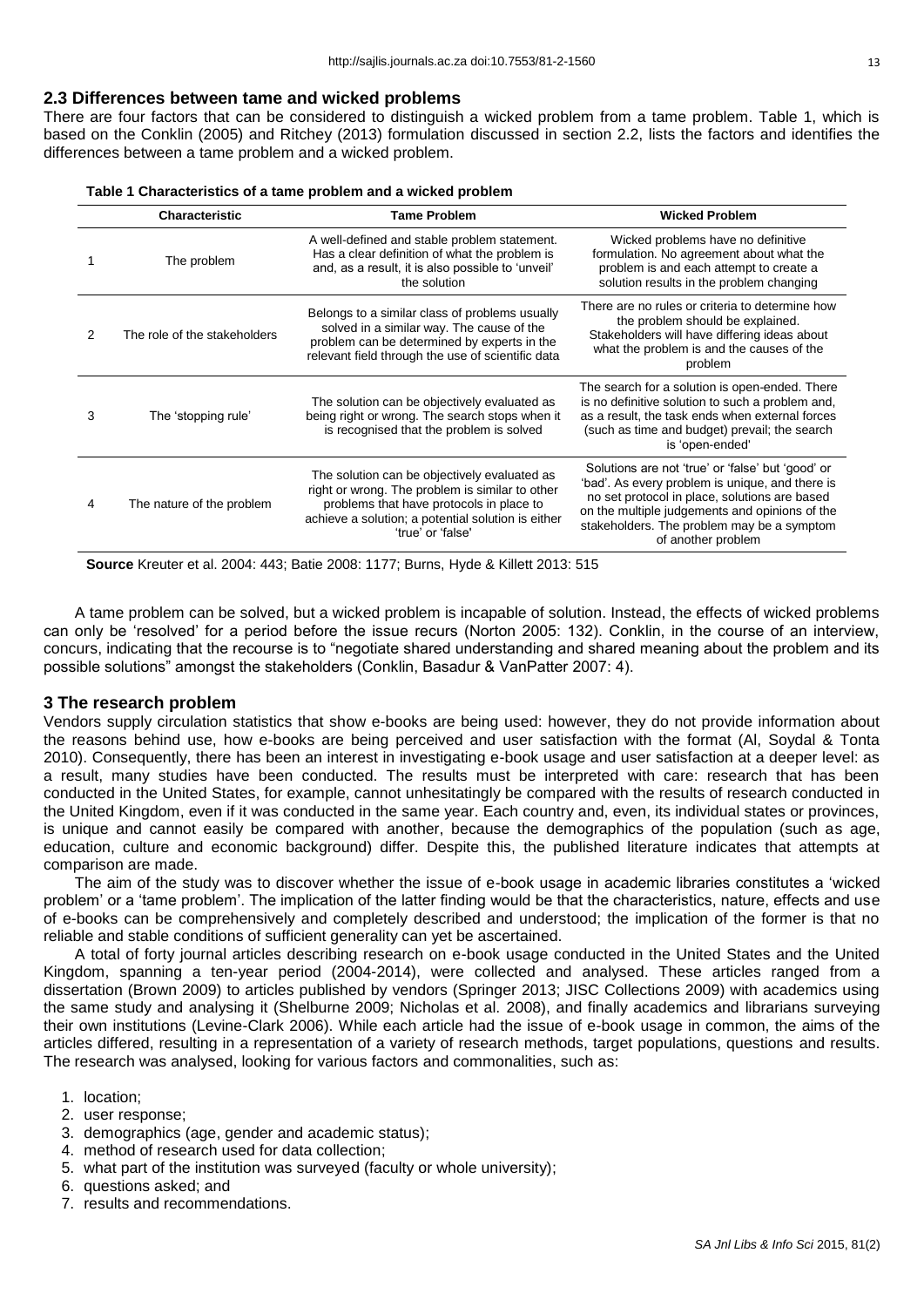## 2.3 Differences between tame and wicked problems

There are four factors that can be considered to distinguish a wicked problem from a tame problem. Table 1, which is based on the Conklin (2005) and Ritchey (2013) formulation discussed in section 2.2, lists the factors and identifies the differences between a tame problem and a wicked problem.

**Table 1 Characteristics of a tame problem and a wicked problem**

| | Characteristic | Tame Problem | Wicked Problem |
|---|---|---|---|
| 1 | The problem | A well-defined and stable problem statement. Has a clear definition of what the problem is and, as a result, it is also possible to 'unveil' the solution | Wicked problems have no definitive formulation. No agreement about what the problem is and each attempt to create a solution results in the problem changing |
| 2 | The role of the stakeholders | Belongs to a similar class of problems usually solved in a similar way. The cause of the problem can be determined by experts in the relevant field through the use of scientific data | There are no rules or criteria to determine how the problem should be explained. Stakeholders will have differing ideas about what the problem is and the causes of the problem |
| 3 | The 'stopping rule' | The solution can be objectively evaluated as being right or wrong. The search stops when it is recognised that the problem is solved | The search for a solution is open-ended. There is no definitive solution to such a problem and, as a result, the task ends when external forces (such as time and budget) prevail; the search is 'open-ended' |
| 4 | The nature of the problem | The solution can be objectively evaluated as right or wrong. The problem is similar to other problems that have protocols in place to achieve a solution; a potential solution is either 'true' or 'false' | Solutions are not 'true' or 'false' but 'good' or 'bad'. As every problem is unique, and there is no set protocol in place, solutions are based on the multiple judgements and opinions of the stakeholders. The problem may be a symptom of another problem |

**Source** Kreuter et al. 2004: 443; Batie 2008: 1177; Burns, Hyde & Killett 2013: 515

A tame problem can be solved, but a wicked problem is incapable of solution. Instead, the effects of wicked problems can only be 'resolved' for a period before the issue recurs (Norton 2005: 132). Conklin, in the course of an interview, concurs, indicating that the recourse is to "negotiate shared understanding and shared meaning about the problem and its possible solutions" amongst the stakeholders (Conklin, Basadur & VanPatter 2007: 4).

## 3 The research problem

Vendors supply circulation statistics that show e-books are being used: however, they do not provide information about the reasons behind use, how e-books are being perceived and user satisfaction with the format (Al, Soydal & Tonta 2010). Consequently, there has been an interest in investigating e-book usage and user satisfaction at a deeper level: as a result, many studies have been conducted. The results must be interpreted with care: research that has been conducted in the United States, for example, cannot unhesitatingly be compared with the results of research conducted in the United Kingdom, even if it was conducted in the same year. Each country and, even, its individual states or provinces, is unique and cannot easily be compared with another, because the demographics of the population (such as age, education, culture and economic background) differ. Despite this, the published literature indicates that attempts at comparison are made.

The aim of the study was to discover whether the issue of e-book usage in academic libraries constitutes a 'wicked problem' or a 'tame problem'. The implication of the latter finding would be that the characteristics, nature, effects and use of e-books can be comprehensively and completely described and understood; the implication of the former is that no reliable and stable conditions of sufficient generality can yet be ascertained.

A total of forty journal articles describing research on e-book usage conducted in the United States and the United Kingdom, spanning a ten-year period (2004-2014), were collected and analysed. These articles ranged from a dissertation (Brown 2009) to articles published by vendors (Springer 2013; JISC Collections 2009) with academics using the same study and analysing it (Shelburne 2009; Nicholas et al. 2008), and finally academics and librarians surveying their own institutions (Levine-Clark 2006). While each article had the issue of e-book usage in common, the aims of the articles differed, resulting in a representation of a variety of research methods, target populations, questions and results. The research was analysed, looking for various factors and commonalities, such as:

1. location;
2. user response;
3. demographics (age, gender and academic status);
4. method of research used for data collection;
5. what part of the institution was surveyed (faculty or whole university);
6. questions asked; and
7. results and recommendations.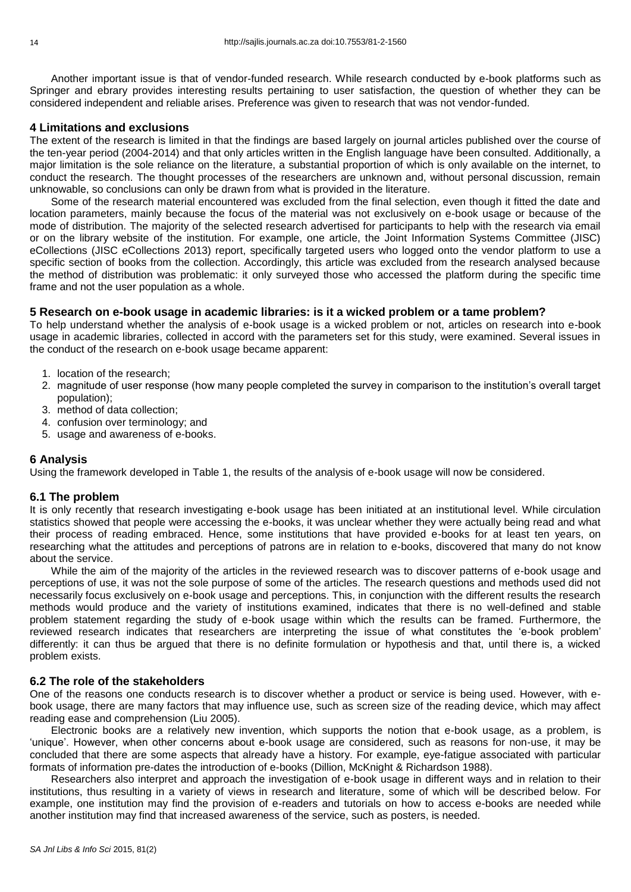Another important issue is that of vendor-funded research. While research conducted by e-book platforms such as Springer and ebrary provides interesting results pertaining to user satisfaction, the question of whether they can be considered independent and reliable arises. Preference was given to research that was not vendor-funded.

## 4 Limitations and exclusions

The extent of the research is limited in that the findings are based largely on journal articles published over the course of the ten-year period (2004-2014) and that only articles written in the English language have been consulted. Additionally, a major limitation is the sole reliance on the literature, a substantial proportion of which is only available on the internet, to conduct the research. The thought processes of the researchers are unknown and, without personal discussion, remain unknowable, so conclusions can only be drawn from what is provided in the literature.

Some of the research material encountered was excluded from the final selection, even though it fitted the date and location parameters, mainly because the focus of the material was not exclusively on e-book usage or because of the mode of distribution. The majority of the selected research advertised for participants to help with the research via email or on the library website of the institution. For example, one article, the Joint Information Systems Committee (JISC) eCollections (JISC eCollections 2013) report, specifically targeted users who logged onto the vendor platform to use a specific section of books from the collection. Accordingly, this article was excluded from the research analysed because the method of distribution was problematic: it only surveyed those who accessed the platform during the specific time frame and not the user population as a whole.

## 5 Research on e-book usage in academic libraries: is it a wicked problem or a tame problem?

To help understand whether the analysis of e-book usage is a wicked problem or not, articles on research into e-book usage in academic libraries, collected in accord with the parameters set for this study, were examined. Several issues in the conduct of the research on e-book usage became apparent:

1. location of the research;
2. magnitude of user response (how many people completed the survey in comparison to the institution's overall target population);
3. method of data collection;
4. confusion over terminology; and
5. usage and awareness of e-books.

## 6 Analysis

Using the framework developed in Table 1, the results of the analysis of e-book usage will now be considered.

### 6.1 The problem

It is only recently that research investigating e-book usage has been initiated at an institutional level. While circulation statistics showed that people were accessing the e-books, it was unclear whether they were actually being read and what their process of reading embraced. Hence, some institutions that have provided e-books for at least ten years, on researching what the attitudes and perceptions of patrons are in relation to e-books, discovered that many do not know about the service.

While the aim of the majority of the articles in the reviewed research was to discover patterns of e-book usage and perceptions of use, it was not the sole purpose of some of the articles. The research questions and methods used did not necessarily focus exclusively on e-book usage and perceptions. This, in conjunction with the different results the research methods would produce and the variety of institutions examined, indicates that there is no well-defined and stable problem statement regarding the study of e-book usage within which the results can be framed. Furthermore, the reviewed research indicates that researchers are interpreting the issue of what constitutes the 'e-book problem' differently: it can thus be argued that there is no definite formulation or hypothesis and that, until there is, a wicked problem exists.

### 6.2 The role of the stakeholders

One of the reasons one conducts research is to discover whether a product or service is being used. However, with e-book usage, there are many factors that may influence use, such as screen size of the reading device, which may affect reading ease and comprehension (Liu 2005).

Electronic books are a relatively new invention, which supports the notion that e-book usage, as a problem, is 'unique'. However, when other concerns about e-book usage are considered, such as reasons for non-use, it may be concluded that there are some aspects that already have a history. For example, eye-fatigue associated with particular formats of information pre-dates the introduction of e-books (Dillion, McKnight & Richardson 1988).

Researchers also interpret and approach the investigation of e-book usage in different ways and in relation to their institutions, thus resulting in a variety of views in research and literature, some of which will be described below. For example, one institution may find the provision of e-readers and tutorials on how to access e-books are needed while another institution may find that increased awareness of the service, such as posters, is needed.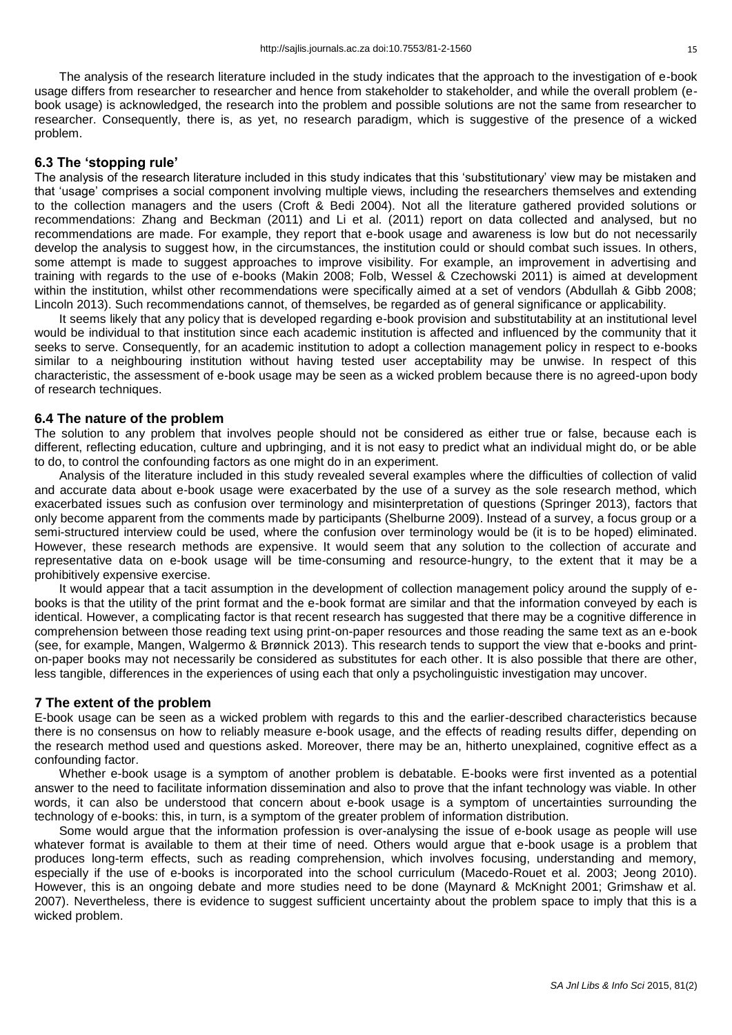The analysis of the research literature included in the study indicates that the approach to the investigation of e-book usage differs from researcher to researcher and hence from stakeholder to stakeholder, and while the overall problem (e-book usage) is acknowledged, the research into the problem and possible solutions are not the same from researcher to researcher. Consequently, there is, as yet, no research paradigm, which is suggestive of the presence of a wicked problem.

### 6.3 The 'stopping rule'

The analysis of the research literature included in this study indicates that this 'substitutionary' view may be mistaken and that 'usage' comprises a social component involving multiple views, including the researchers themselves and extending to the collection managers and the users (Croft & Bedi 2004). Not all the literature gathered provided solutions or recommendations: Zhang and Beckman (2011) and Li et al. (2011) report on data collected and analysed, but no recommendations are made. For example, they report that e-book usage and awareness is low but do not necessarily develop the analysis to suggest how, in the circumstances, the institution could or should combat such issues. In others, some attempt is made to suggest approaches to improve visibility. For example, an improvement in advertising and training with regards to the use of e-books (Makin 2008; Folb, Wessel & Czechowski 2011) is aimed at development within the institution, whilst other recommendations were specifically aimed at a set of vendors (Abdullah & Gibb 2008; Lincoln 2013). Such recommendations cannot, of themselves, be regarded as of general significance or applicability.

It seems likely that any policy that is developed regarding e-book provision and substitutability at an institutional level would be individual to that institution since each academic institution is affected and influenced by the community that it seeks to serve. Consequently, for an academic institution to adopt a collection management policy in respect to e-books similar to a neighbouring institution without having tested user acceptability may be unwise. In respect of this characteristic, the assessment of e-book usage may be seen as a wicked problem because there is no agreed-upon body of research techniques.

### 6.4 The nature of the problem

The solution to any problem that involves people should not be considered as either true or false, because each is different, reflecting education, culture and upbringing, and it is not easy to predict what an individual might do, or be able to do, to control the confounding factors as one might do in an experiment.

Analysis of the literature included in this study revealed several examples where the difficulties of collection of valid and accurate data about e-book usage were exacerbated by the use of a survey as the sole research method, which exacerbated issues such as confusion over terminology and misinterpretation of questions (Springer 2013), factors that only become apparent from the comments made by participants (Shelburne 2009). Instead of a survey, a focus group or a semi-structured interview could be used, where the confusion over terminology would be (it is to be hoped) eliminated. However, these research methods are expensive. It would seem that any solution to the collection of accurate and representative data on e-book usage will be time-consuming and resource-hungry, to the extent that it may be a prohibitively expensive exercise.

It would appear that a tacit assumption in the development of collection management policy around the supply of e-books is that the utility of the print format and the e-book format are similar and that the information conveyed by each is identical. However, a complicating factor is that recent research has suggested that there may be a cognitive difference in comprehension between those reading text using print-on-paper resources and those reading the same text as an e-book (see, for example, Mangen, Walgermo & Brønnick 2013). This research tends to support the view that e-books and print-on-paper books may not necessarily be considered as substitutes for each other. It is also possible that there are other, less tangible, differences in the experiences of using each that only a psycholinguistic investigation may uncover.

## 7 The extent of the problem

E-book usage can be seen as a wicked problem with regards to this and the earlier-described characteristics because there is no consensus on how to reliably measure e-book usage, and the effects of reading results differ, depending on the research method used and questions asked. Moreover, there may be an, hitherto unexplained, cognitive effect as a confounding factor.

Whether e-book usage is a symptom of another problem is debatable. E-books were first invented as a potential answer to the need to facilitate information dissemination and also to prove that the infant technology was viable. In other words, it can also be understood that concern about e-book usage is a symptom of uncertainties surrounding the technology of e-books: this, in turn, is a symptom of the greater problem of information distribution.

Some would argue that the information profession is over-analysing the issue of e-book usage as people will use whatever format is available to them at their time of need. Others would argue that e-book usage is a problem that produces long-term effects, such as reading comprehension, which involves focusing, understanding and memory, especially if the use of e-books is incorporated into the school curriculum (Macedo-Rouet et al. 2003; Jeong 2010). However, this is an ongoing debate and more studies need to be done (Maynard & McKnight 2001; Grimshaw et al. 2007). Nevertheless, there is evidence to suggest sufficient uncertainty about the problem space to imply that this is a wicked problem.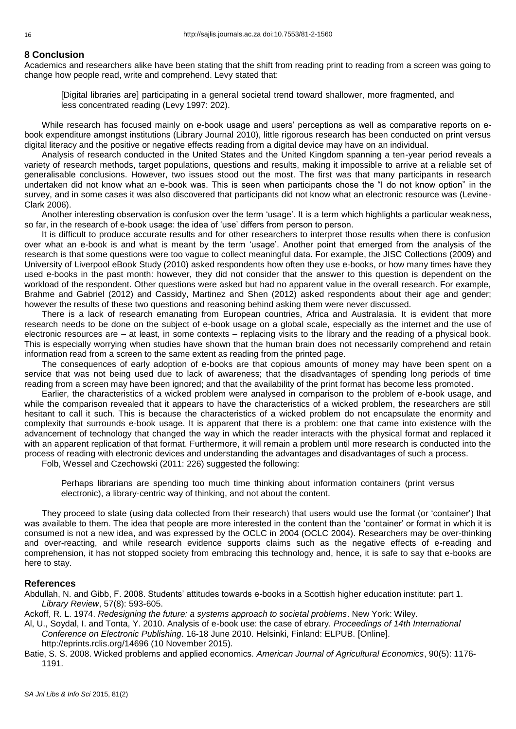## 8 Conclusion

Academics and researchers alike have been stating that the shift from reading print to reading from a screen was going to change how people read, write and comprehend. Levy stated that:

> [Digital libraries are] participating in a general societal trend toward shallower, more fragmented, and less concentrated reading (Levy 1997: 202).

While research has focused mainly on e-book usage and users' perceptions as well as comparative reports on e-book expenditure amongst institutions (Library Journal 2010), little rigorous research has been conducted on print versus digital literacy and the positive or negative effects reading from a digital device may have on an individual.

Analysis of research conducted in the United States and the United Kingdom spanning a ten-year period reveals a variety of research methods, target populations, questions and results, making it impossible to arrive at a reliable set of generalisable conclusions. However, two issues stood out the most. The first was that many participants in research undertaken did not know what an e-book was. This is seen when participants chose the "I do not know option" in the survey, and in some cases it was also discovered that participants did not know what an electronic resource was (Levine-Clark 2006).

Another interesting observation is confusion over the term 'usage'. It is a term which highlights a particular weakness, so far, in the research of e-book usage: the idea of 'use' differs from person to person.

It is difficult to produce accurate results and for other researchers to interpret those results when there is confusion over what an e-book is and what is meant by the term 'usage'. Another point that emerged from the analysis of the research is that some questions were too vague to collect meaningful data. For example, the JISC Collections (2009) and University of Liverpool eBook Study (2010) asked respondents how often they use e-books, or how many times have they used e-books in the past month: however, they did not consider that the answer to this question is dependent on the workload of the respondent. Other questions were asked but had no apparent value in the overall research. For example, Brahme and Gabriel (2012) and Cassidy, Martinez and Shen (2012) asked respondents about their age and gender; however the results of these two questions and reasoning behind asking them were never discussed.

There is a lack of research emanating from European countries, Africa and Australasia. It is evident that more research needs to be done on the subject of e-book usage on a global scale, especially as the internet and the use of electronic resources are – at least, in some contexts – replacing visits to the library and the reading of a physical book. This is especially worrying when studies have shown that the human brain does not necessarily comprehend and retain information read from a screen to the same extent as reading from the printed page.

The consequences of early adoption of e-books are that copious amounts of money may have been spent on a service that was not being used due to lack of awareness; that the disadvantages of spending long periods of time reading from a screen may have been ignored; and that the availability of the print format has become less promoted.

Earlier, the characteristics of a wicked problem were analysed in comparison to the problem of e-book usage, and while the comparison revealed that it appears to have the characteristics of a wicked problem, the researchers are still hesitant to call it such. This is because the characteristics of a wicked problem do not encapsulate the enormity and complexity that surrounds e-book usage. It is apparent that there is a problem: one that came into existence with the advancement of technology that changed the way in which the reader interacts with the physical format and replaced it with an apparent replication of that format. Furthermore, it will remain a problem until more research is conducted into the process of reading with electronic devices and understanding the advantages and disadvantages of such a process.

Folb, Wessel and Czechowski (2011: 226) suggested the following:

> Perhaps librarians are spending too much time thinking about information containers (print versus electronic), a library-centric way of thinking, and not about the content.

They proceed to state (using data collected from their research) that users would use the format (or 'container') that was available to them. The idea that people are more interested in the content than the 'container' or format in which it is consumed is not a new idea, and was expressed by the OCLC in 2004 (OCLC 2004). Researchers may be over-thinking and over-reacting, and while research evidence supports claims such as the negative effects of e-reading and comprehension, it has not stopped society from embracing this technology and, hence, it is safe to say that e-books are here to stay.

## References

Abdullah, N. and Gibb, F. 2008. Students' attitudes towards e-books in a Scottish higher education institute: part 1. *Library Review*, 57(8): 593-605.

Ackoff, R. L. 1974. *Redesigning the future: a systems approach to societal problems*. New York: Wiley.

Al, U., Soydal, I. and Tonta, Y. 2010. Analysis of e-book use: the case of ebrary. *Proceedings of 14th International Conference on Electronic Publishing*. 16-18 June 2010. Helsinki, Finland: ELPUB. [Online]. http://eprints.rclis.org/14696 (10 November 2015).

Batie, S. S. 2008. Wicked problems and applied economics. *American Journal of Agricultural Economics*, 90(5): 1176-1191.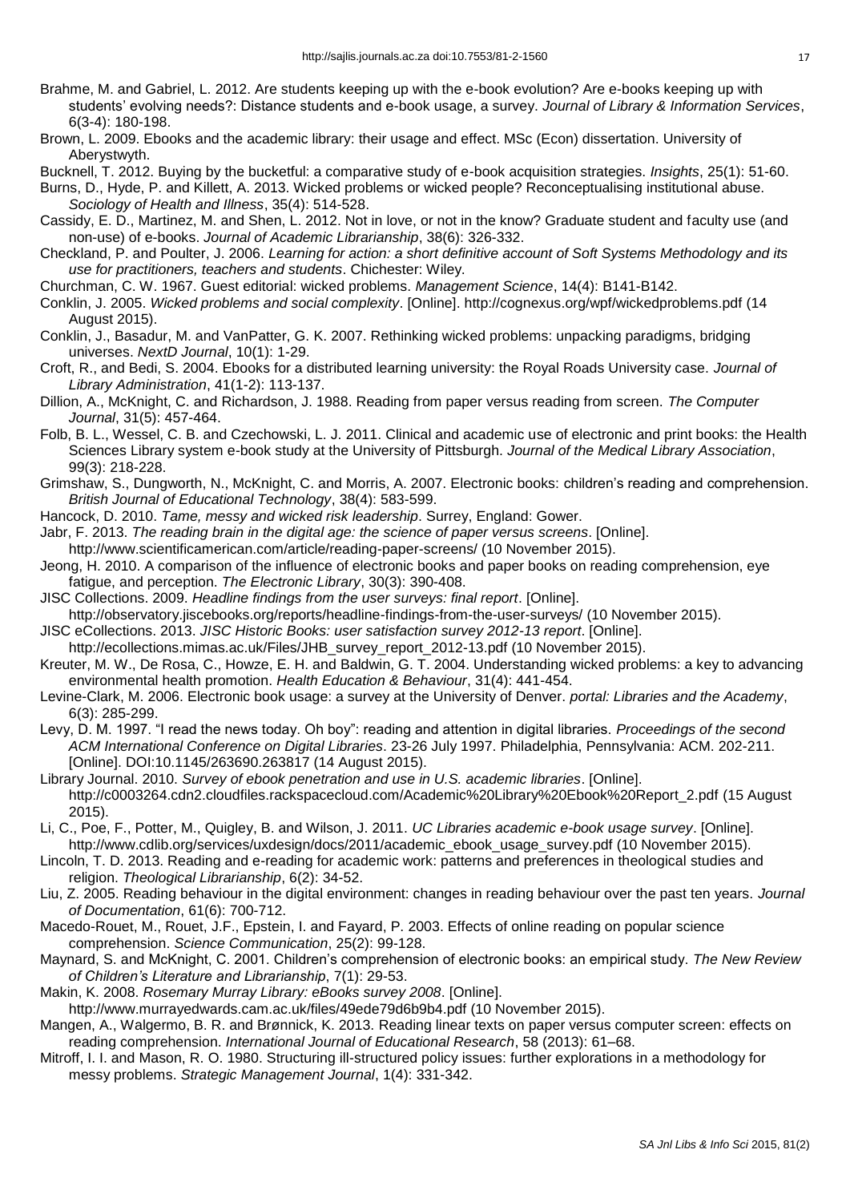Brahme, M. and Gabriel, L. 2012. Are students keeping up with the e-book evolution? Are e-books keeping up with students' evolving needs?: Distance students and e-book usage, a survey. *Journal of Library & Information Services*, 6(3-4): 180-198.

Brown, L. 2009. Ebooks and the academic library: their usage and effect. MSc (Econ) dissertation. University of Aberystwyth.

Bucknell, T. 2012. Buying by the bucketful: a comparative study of e-book acquisition strategies. *Insights*, 25(1): 51-60.

Burns, D., Hyde, P. and Killett, A. 2013. Wicked problems or wicked people? Reconceptualising institutional abuse. *Sociology of Health and Illness*, 35(4): 514-528.

Cassidy, E. D., Martinez, M. and Shen, L. 2012. Not in love, or not in the know? Graduate student and faculty use (and non-use) of e-books. *Journal of Academic Librarianship*, 38(6): 326-332.

Checkland, P. and Poulter, J. 2006. *Learning for action: a short definitive account of Soft Systems Methodology and its use for practitioners, teachers and students*. Chichester: Wiley.

Churchman, C. W. 1967. Guest editorial: wicked problems. *Management Science*, 14(4): B141-B142.

Conklin, J. 2005. *Wicked problems and social complexity*. [Online]. http://cognexus.org/wpf/wickedproblems.pdf (14 August 2015).

Conklin, J., Basadur, M. and VanPatter, G. K. 2007. Rethinking wicked problems: unpacking paradigms, bridging universes. *NextD Journal*, 10(1): 1-29.

Croft, R., and Bedi, S. 2004. Ebooks for a distributed learning university: the Royal Roads University case. *Journal of Library Administration*, 41(1-2): 113-137.

Dillion, A., McKnight, C. and Richardson, J. 1988. Reading from paper versus reading from screen. *The Computer Journal*, 31(5): 457-464.

Folb, B. L., Wessel, C. B. and Czechowski, L. J. 2011. Clinical and academic use of electronic and print books: the Health Sciences Library system e-book study at the University of Pittsburgh. *Journal of the Medical Library Association*, 99(3): 218-228.

Grimshaw, S., Dungworth, N., McKnight, C. and Morris, A. 2007. Electronic books: children's reading and comprehension. *British Journal of Educational Technology*, 38(4): 583-599.

Hancock, D. 2010. *Tame, messy and wicked risk leadership*. Surrey, England: Gower.

Jabr, F. 2013. *The reading brain in the digital age: the science of paper versus screens*. [Online]. http://www.scientificamerican.com/article/reading-paper-screens/ (10 November 2015).

Jeong, H. 2010. A comparison of the influence of electronic books and paper books on reading comprehension, eye fatigue, and perception. *The Electronic Library*, 30(3): 390-408.

JISC Collections. 2009. *Headline findings from the user surveys: final report*. [Online]. http://observatory.jiscebooks.org/reports/headline-findings-from-the-user-surveys/ (10 November 2015).

JISC eCollections. 2013. *JISC Historic Books: user satisfaction survey 2012-13 report*. [Online]. http://ecollections.mimas.ac.uk/Files/JHB_survey_report_2012-13.pdf (10 November 2015).

Kreuter, M. W., De Rosa, C., Howze, E. H. and Baldwin, G. T. 2004. Understanding wicked problems: a key to advancing environmental health promotion. *Health Education & Behaviour*, 31(4): 441-454.

Levine-Clark, M. 2006. Electronic book usage: a survey at the University of Denver. *portal: Libraries and the Academy*, 6(3): 285-299.

Levy, D. M. 1997. "I read the news today. Oh boy": reading and attention in digital libraries. *Proceedings of the second ACM International Conference on Digital Libraries*. 23-26 July 1997. Philadelphia, Pennsylvania: ACM. 202-211. [Online]. DOI:10.1145/263690.263817 (14 August 2015).

Library Journal. 2010. *Survey of ebook penetration and use in U.S. academic libraries*. [Online]. http://c0003264.cdn2.cloudfiles.rackspacecloud.com/Academic%20Library%20Ebook%20Report_2.pdf (15 August 2015).

Li, C., Poe, F., Potter, M., Quigley, B. and Wilson, J. 2011. *UC Libraries academic e-book usage survey*. [Online]. http://www.cdlib.org/services/uxdesign/docs/2011/academic_ebook_usage_survey.pdf (10 November 2015).

Lincoln, T. D. 2013. Reading and e-reading for academic work: patterns and preferences in theological studies and religion. *Theological Librarianship*, 6(2): 34-52.

Liu, Z. 2005. Reading behaviour in the digital environment: changes in reading behaviour over the past ten years. *Journal of Documentation*, 61(6): 700-712.

Macedo-Rouet, M., Rouet, J.F., Epstein, I. and Fayard, P. 2003. Effects of online reading on popular science comprehension. *Science Communication*, 25(2): 99-128.

Maynard, S. and McKnight, C. 2001. Children's comprehension of electronic books: an empirical study. *The New Review of Children's Literature and Librarianship*, 7(1): 29-53.

Makin, K. 2008. *Rosemary Murray Library: eBooks survey 2008*. [Online]. http://www.murrayedwards.cam.ac.uk/files/49ede79d6b9b4.pdf (10 November 2015).

Mangen, A., Walgermo, B. R. and Brønnick, K. 2013. Reading linear texts on paper versus computer screen: effects on reading comprehension. *International Journal of Educational Research*, 58 (2013): 61–68.

Mitroff, I. I. and Mason, R. O. 1980. Structuring ill-structured policy issues: further explorations in a methodology for messy problems. *Strategic Management Journal*, 1(4): 331-342.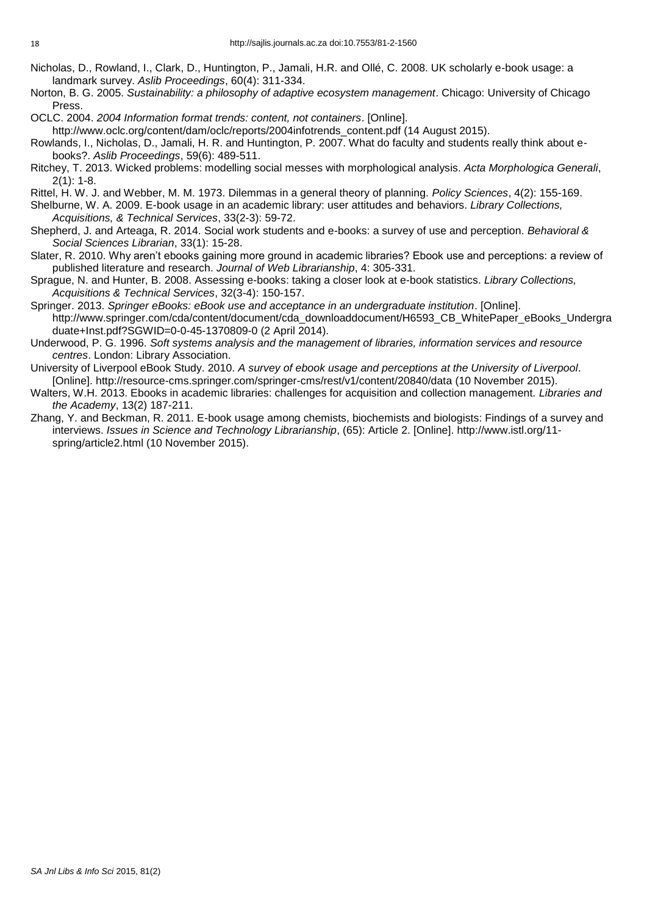Nicholas, D., Rowland, I., Clark, D., Huntington, P., Jamali, H.R. and Ollé, C. 2008. UK scholarly e-book usage: a landmark survey. *Aslib Proceedings*, 60(4): 311-334.

Norton, B. G. 2005. *Sustainability: a philosophy of adaptive ecosystem management*. Chicago: University of Chicago Press.

OCLC. 2004. *2004 Information format trends: content, not containers*. [Online]. http://www.oclc.org/content/dam/oclc/reports/2004infotrends_content.pdf (14 August 2015).

Rowlands, I., Nicholas, D., Jamali, H. R. and Huntington, P. 2007. What do faculty and students really think about e-books?. *Aslib Proceedings*, 59(6): 489-511.

Ritchey, T. 2013. Wicked problems: modelling social messes with morphological analysis. *Acta Morphologica Generali*, 2(1): 1-8.

Rittel, H. W. J. and Webber, M. M. 1973. Dilemmas in a general theory of planning. *Policy Sciences*, 4(2): 155-169.

Shelburne, W. A. 2009. E-book usage in an academic library: user attitudes and behaviors. *Library Collections, Acquisitions, & Technical Services*, 33(2-3): 59-72.

Shepherd, J. and Arteaga, R. 2014. Social work students and e-books: a survey of use and perception. *Behavioral & Social Sciences Librarian*, 33(1): 15-28.

Slater, R. 2010. Why aren't ebooks gaining more ground in academic libraries? Ebook use and perceptions: a review of published literature and research. *Journal of Web Librarianship*, 4: 305-331.

Sprague, N. and Hunter, B. 2008. Assessing e-books: taking a closer look at e-book statistics. *Library Collections, Acquisitions & Technical Services*, 32(3-4): 150-157.

Springer. 2013. *Springer eBooks: eBook use and acceptance in an undergraduate institution*. [Online]. http://www.springer.com/cda/content/document/cda_downloaddocument/H6593_CB_WhitePaper_eBooks_Undergraduate+Inst.pdf?SGWID=0-0-45-1370809-0 (2 April 2014).

Underwood, P. G. 1996. *Soft systems analysis and the management of libraries, information services and resource centres*. London: Library Association.

University of Liverpool eBook Study. 2010. *A survey of ebook usage and perceptions at the University of Liverpool*. [Online]. http://resource-cms.springer.com/springer-cms/rest/v1/content/20840/data (10 November 2015).

Walters, W.H. 2013. Ebooks in academic libraries: challenges for acquisition and collection management. *Libraries and the Academy*, 13(2) 187-211.

Zhang, Y. and Beckman, R. 2011. E-book usage among chemists, biochemists and biologists: Findings of a survey and interviews. *Issues in Science and Technology Librarianship*, (65): Article 2. [Online]. http://www.istl.org/11-spring/article2.html (10 November 2015).